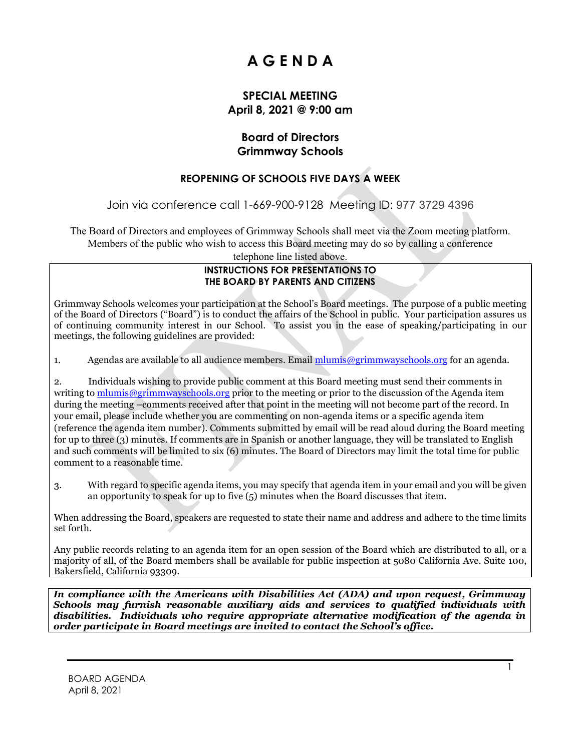# A G E N D A

## SPECIAL MEETING
## April 8, 2021 @ 9:00 am

## Board of Directors
## Grimmway Schools

### REOPENING OF SCHOOLS FIVE DAYS A WEEK

Join via conference call 1-669-900-9128 Meeting ID: 977 3729 4396

The Board of Directors and employees of Grimmway Schools shall meet via the Zoom meeting platform. Members of the public who wish to access this Board meeting may do so by calling a conference telephone line listed above.

**INSTRUCTIONS FOR PRESENTATIONS TO THE BOARD BY PARENTS AND CITIZENS**

Grimmway Schools welcomes your participation at the School's Board meetings. The purpose of a public meeting of the Board of Directors ("Board") is to conduct the affairs of the School in public. Your participation assures us of continuing community interest in our School. To assist you in the ease of speaking/participating in our meetings, the following guidelines are provided:

1. Agendas are available to all audience members. Email mlumis@grimmwayschools.org for an agenda.

2. Individuals wishing to provide public comment at this Board meeting must send their comments in writing to mlumis@grimmwayschools.org prior to the meeting or prior to the discussion of the Agenda item during the meeting –comments received after that point in the meeting will not become part of the record. In your email, please include whether you are commenting on non-agenda items or a specific agenda item (reference the agenda item number). Comments submitted by email will be read aloud during the Board meeting for up to three (3) minutes. If comments are in Spanish or another language, they will be translated to English and such comments will be limited to six (6) minutes. The Board of Directors may limit the total time for public comment to a reasonable time.

3. With regard to specific agenda items, you may specify that agenda item in your email and you will be given an opportunity to speak for up to five (5) minutes when the Board discusses that item.

When addressing the Board, speakers are requested to state their name and address and adhere to the time limits set forth.

Any public records relating to an agenda item for an open session of the Board which are distributed to all, or a majority of all, of the Board members shall be available for public inspection at 5080 California Ave. Suite 100, Bakersfield, California 93309.

***In compliance with the Americans with Disabilities Act (ADA) and upon request, Grimmway Schools may furnish reasonable auxiliary aids and services to qualified individuals with disabilities. Individuals who require appropriate alternative modification of the agenda in order participate in Board meetings are invited to contact the School's office.***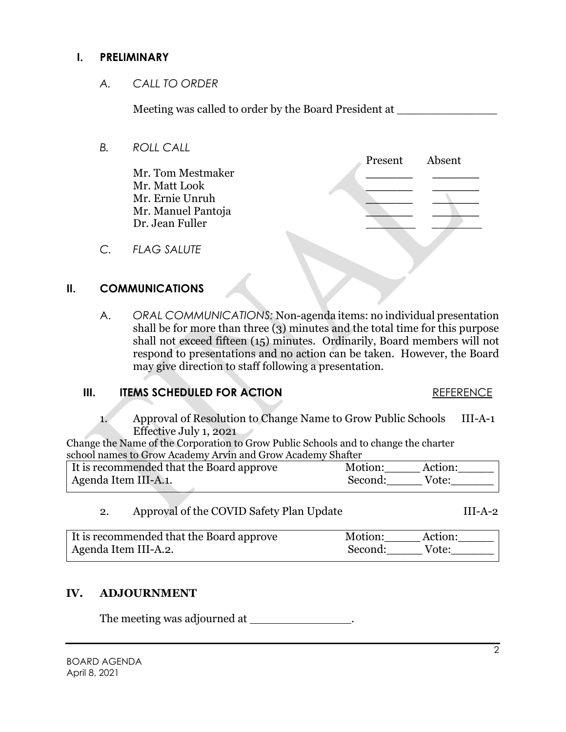## I. PRELIMINARY

*A. CALL TO ORDER*

Meeting was called to order by the Board President at _______________

*B. ROLL CALL*

| | Present | Absent |
|---|---|---|
| Mr. Tom Mestmaker | _______ | _______ |
| Mr. Matt Look | _______ | _______ |
| Mr. Ernie Unruh | _______ | _______ |
| Mr. Manuel Pantoja | _______ | _______ |
| Dr. Jean Fuller | _______ | _______ |

*C. FLAG SALUTE*

## II. COMMUNICATIONS

A. *ORAL COMMUNICATIONS:* Non-agenda items: no individual presentation shall be for more than three (3) minutes and the total time for this purpose shall not exceed fifteen (15) minutes. Ordinarily, Board members will not respond to presentations and no action can be taken. However, the Board may give direction to staff following a presentation.

## III. ITEMS SCHEDULED FOR ACTION

REFERENCE

1. Approval of Resolution to Change Name to Grow Public Schools Effective July 1, 2021 — III-A-1

Change the Name of the Corporation to Grow Public Schools and to change the charter school names to Grow Academy Arvin and Grow Academy Shafter

| | |
|---|---|
| It is recommended that the Board approve Agenda Item III-A.1. | Motion:_____ Action:_____<br>Second:_____ Vote:______ |

2. Approval of the COVID Safety Plan Update — III-A-2

| | |
|---|---|
| It is recommended that the Board approve Agenda Item III-A.2. | Motion:_____ Action:_____<br>Second:_____ Vote:______ |

## IV. ADJOURNMENT

The meeting was adjourned at _______________.

BOARD AGENDA
April 8, 2021